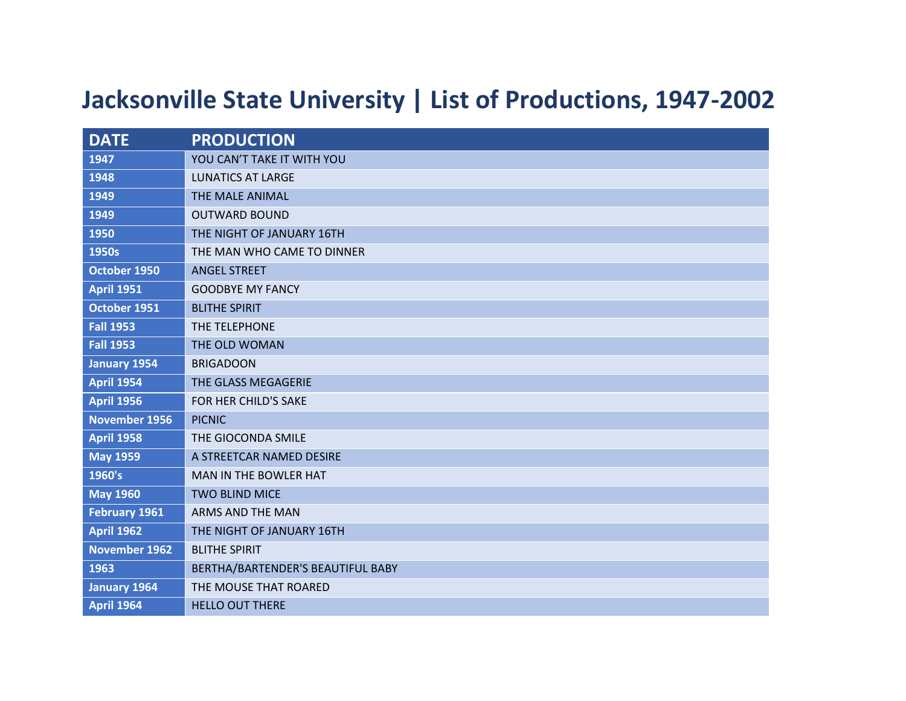# Jacksonville State University | List of Productions, 1947-2002

| DATE | PRODUCTION |
|---|---|
| 1947 | YOU CAN'T TAKE IT WITH YOU |
| 1948 | LUNATICS AT LARGE |
| 1949 | THE MALE ANIMAL |
| 1949 | OUTWARD BOUND |
| 1950 | THE NIGHT OF JANUARY 16TH |
| 1950s | THE MAN WHO CAME TO DINNER |
| October 1950 | ANGEL STREET |
| April 1951 | GOODBYE MY FANCY |
| October 1951 | BLITHE SPIRIT |
| Fall 1953 | THE TELEPHONE |
| Fall 1953 | THE OLD WOMAN |
| January 1954 | BRIGADOON |
| April 1954 | THE GLASS MEGAGERIE |
| April 1956 | FOR HER CHILD'S SAKE |
| November 1956 | PICNIC |
| April 1958 | THE GIOCONDA SMILE |
| May 1959 | A STREETCAR NAMED DESIRE |
| 1960's | MAN IN THE BOWLER HAT |
| May 1960 | TWO BLIND MICE |
| February 1961 | ARMS AND THE MAN |
| April 1962 | THE NIGHT OF JANUARY 16TH |
| November 1962 | BLITHE SPIRIT |
| 1963 | BERTHA/BARTENDER'S BEAUTIFUL BABY |
| January 1964 | THE MOUSE THAT ROARED |
| April 1964 | HELLO OUT THERE |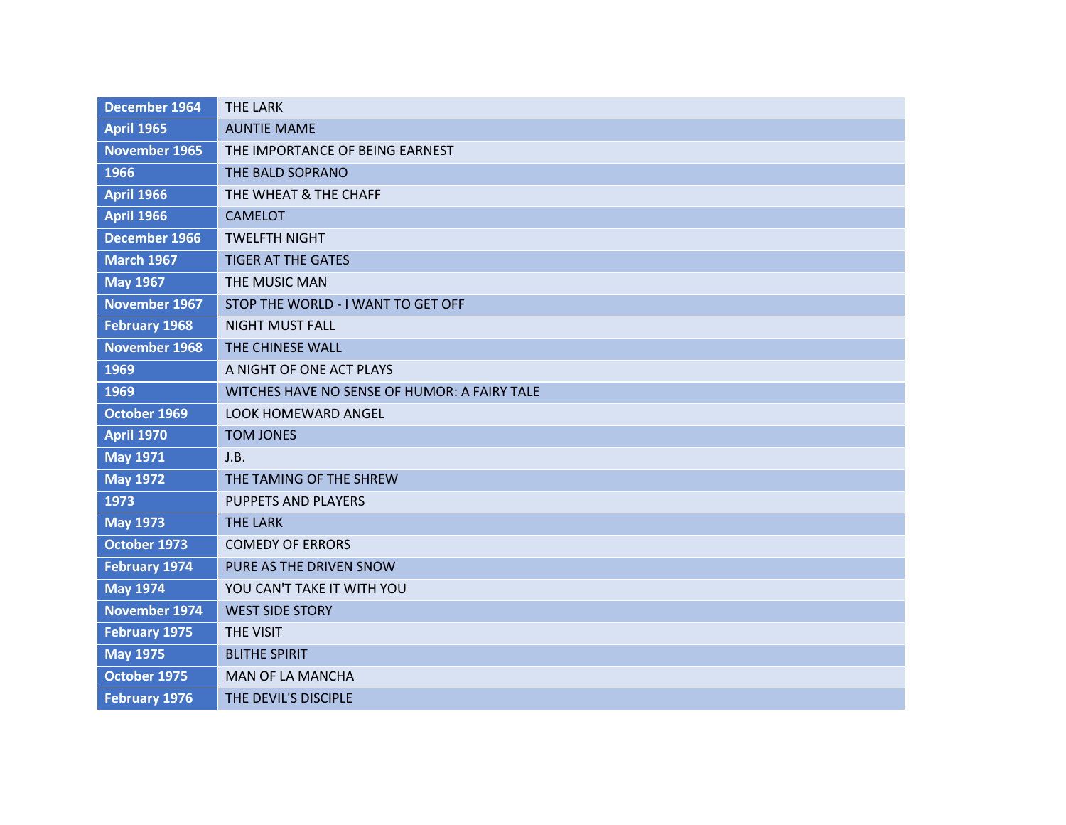| | |
|---|---|
| **December 1964** | THE LARK |
| **April 1965** | AUNTIE MAME |
| **November 1965** | THE IMPORTANCE OF BEING EARNEST |
| **1966** | THE BALD SOPRANO |
| **April 1966** | THE WHEAT & THE CHAFF |
| **April 1966** | CAMELOT |
| **December 1966** | TWELFTH NIGHT |
| **March 1967** | TIGER AT THE GATES |
| **May 1967** | THE MUSIC MAN |
| **November 1967** | STOP THE WORLD - I WANT TO GET OFF |
| **February 1968** | NIGHT MUST FALL |
| **November 1968** | THE CHINESE WALL |
| **1969** | A NIGHT OF ONE ACT PLAYS |
| **1969** | WITCHES HAVE NO SENSE OF HUMOR: A FAIRY TALE |
| **October 1969** | LOOK HOMEWARD ANGEL |
| **April 1970** | TOM JONES |
| **May 1971** | J.B. |
| **May 1972** | THE TAMING OF THE SHREW |
| **1973** | PUPPETS AND PLAYERS |
| **May 1973** | THE LARK |
| **October 1973** | COMEDY OF ERRORS |
| **February 1974** | PURE AS THE DRIVEN SNOW |
| **May 1974** | YOU CAN'T TAKE IT WITH YOU |
| **November 1974** | WEST SIDE STORY |
| **February 1975** | THE VISIT |
| **May 1975** | BLITHE SPIRIT |
| **October 1975** | MAN OF LA MANCHA |
| **February 1976** | THE DEVIL'S DISCIPLE |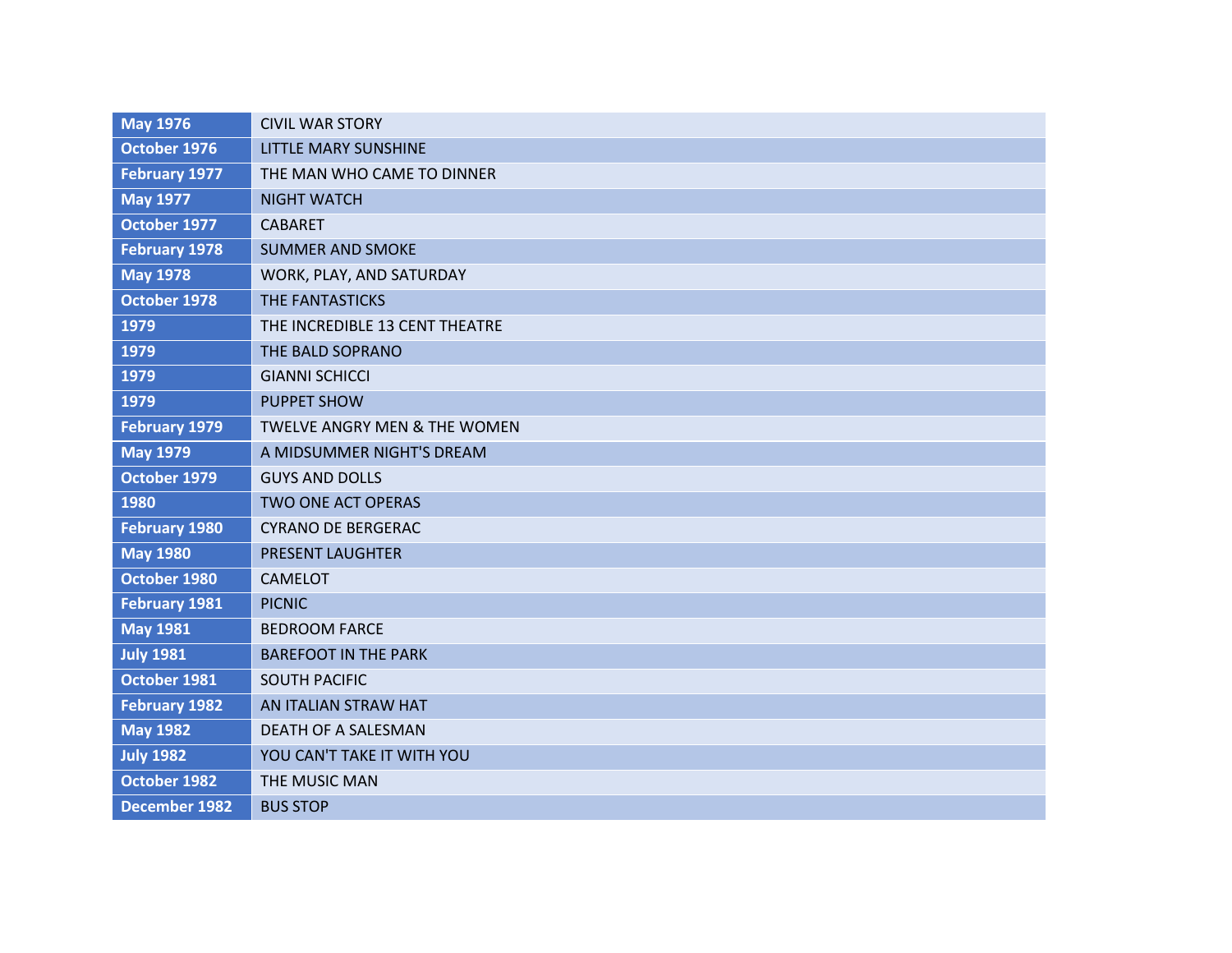| | |
|---|---|
| **May 1976** | CIVIL WAR STORY |
| **October 1976** | LITTLE MARY SUNSHINE |
| **February 1977** | THE MAN WHO CAME TO DINNER |
| **May 1977** | NIGHT WATCH |
| **October 1977** | CABARET |
| **February 1978** | SUMMER AND SMOKE |
| **May 1978** | WORK, PLAY, AND SATURDAY |
| **October 1978** | THE FANTASTICKS |
| **1979** | THE INCREDIBLE 13 CENT THEATRE |
| **1979** | THE BALD SOPRANO |
| **1979** | GIANNI SCHICCI |
| **1979** | PUPPET SHOW |
| **February 1979** | TWELVE ANGRY MEN & THE WOMEN |
| **May 1979** | A MIDSUMMER NIGHT'S DREAM |
| **October 1979** | GUYS AND DOLLS |
| **1980** | TWO ONE ACT OPERAS |
| **February 1980** | CYRANO DE BERGERAC |
| **May 1980** | PRESENT LAUGHTER |
| **October 1980** | CAMELOT |
| **February 1981** | PICNIC |
| **May 1981** | BEDROOM FARCE |
| **July 1981** | BAREFOOT IN THE PARK |
| **October 1981** | SOUTH PACIFIC |
| **February 1982** | AN ITALIAN STRAW HAT |
| **May 1982** | DEATH OF A SALESMAN |
| **July 1982** | YOU CAN'T TAKE IT WITH YOU |
| **October 1982** | THE MUSIC MAN |
| **December 1982** | BUS STOP |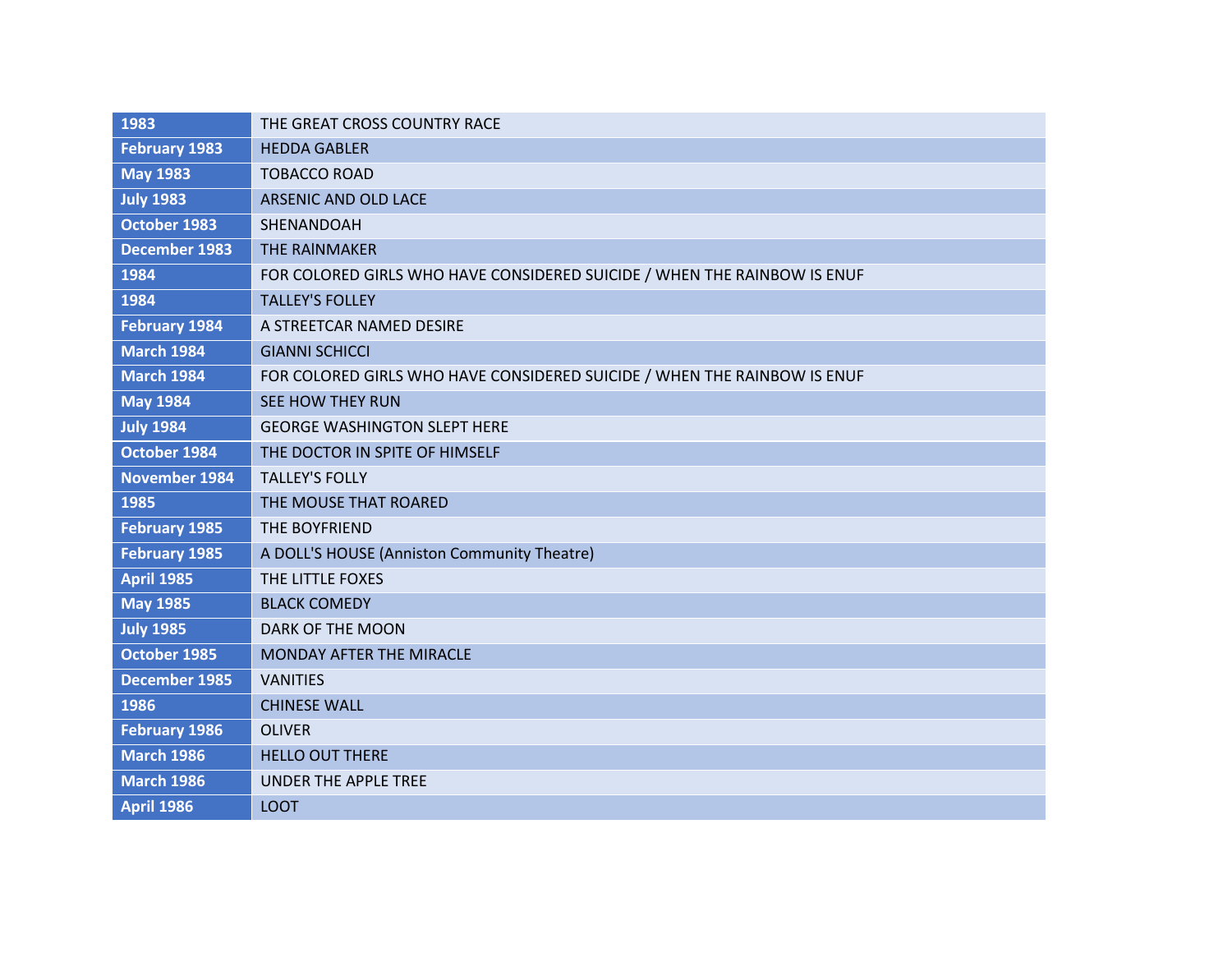| | |
|---|---|
| 1983 | THE GREAT CROSS COUNTRY RACE |
| February 1983 | HEDDA GABLER |
| May 1983 | TOBACCO ROAD |
| July 1983 | ARSENIC AND OLD LACE |
| October 1983 | SHENANDOAH |
| December 1983 | THE RAINMAKER |
| 1984 | FOR COLORED GIRLS WHO HAVE CONSIDERED SUICIDE / WHEN THE RAINBOW IS ENUF |
| 1984 | TALLEY'S FOLLEY |
| February 1984 | A STREETCAR NAMED DESIRE |
| March 1984 | GIANNI SCHICCI |
| March 1984 | FOR COLORED GIRLS WHO HAVE CONSIDERED SUICIDE / WHEN THE RAINBOW IS ENUF |
| May 1984 | SEE HOW THEY RUN |
| July 1984 | GEORGE WASHINGTON SLEPT HERE |
| October 1984 | THE DOCTOR IN SPITE OF HIMSELF |
| November 1984 | TALLEY'S FOLLY |
| 1985 | THE MOUSE THAT ROARED |
| February 1985 | THE BOYFRIEND |
| February 1985 | A DOLL'S HOUSE (Anniston Community Theatre) |
| April 1985 | THE LITTLE FOXES |
| May 1985 | BLACK COMEDY |
| July 1985 | DARK OF THE MOON |
| October 1985 | MONDAY AFTER THE MIRACLE |
| December 1985 | VANITIES |
| 1986 | CHINESE WALL |
| February 1986 | OLIVER |
| March 1986 | HELLO OUT THERE |
| March 1986 | UNDER THE APPLE TREE |
| April 1986 | LOOT |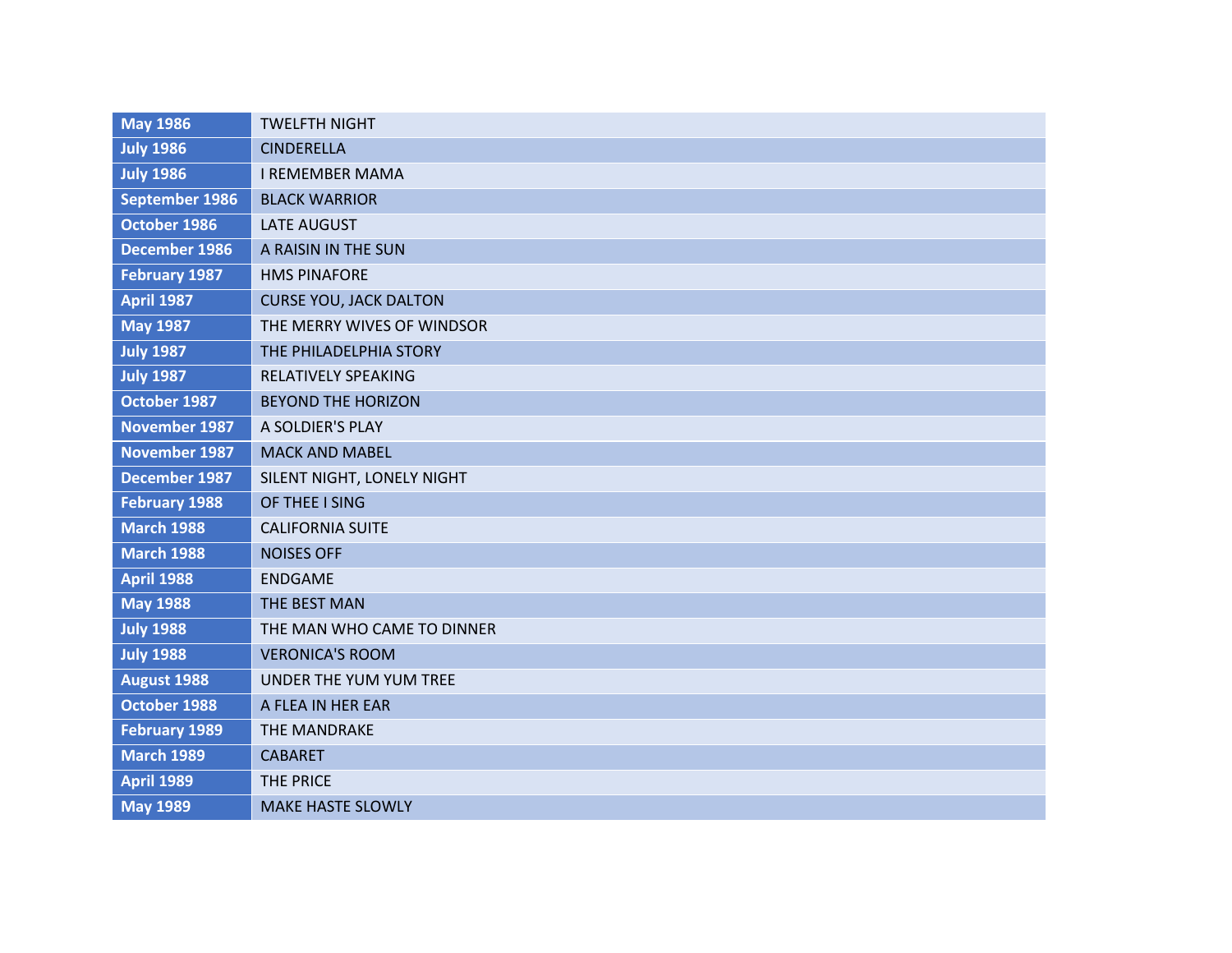| | |
|---|---|
| May 1986 | TWELFTH NIGHT |
| July 1986 | CINDERELLA |
| July 1986 | I REMEMBER MAMA |
| September 1986 | BLACK WARRIOR |
| October 1986 | LATE AUGUST |
| December 1986 | A RAISIN IN THE SUN |
| February 1987 | HMS PINAFORE |
| April 1987 | CURSE YOU, JACK DALTON |
| May 1987 | THE MERRY WIVES OF WINDSOR |
| July 1987 | THE PHILADELPHIA STORY |
| July 1987 | RELATIVELY SPEAKING |
| October 1987 | BEYOND THE HORIZON |
| November 1987 | A SOLDIER'S PLAY |
| November 1987 | MACK AND MABEL |
| December 1987 | SILENT NIGHT, LONELY NIGHT |
| February 1988 | OF THEE I SING |
| March 1988 | CALIFORNIA SUITE |
| March 1988 | NOISES OFF |
| April 1988 | ENDGAME |
| May 1988 | THE BEST MAN |
| July 1988 | THE MAN WHO CAME TO DINNER |
| July 1988 | VERONICA'S ROOM |
| August 1988 | UNDER THE YUM YUM TREE |
| October 1988 | A FLEA IN HER EAR |
| February 1989 | THE MANDRAKE |
| March 1989 | CABARET |
| April 1989 | THE PRICE |
| May 1989 | MAKE HASTE SLOWLY |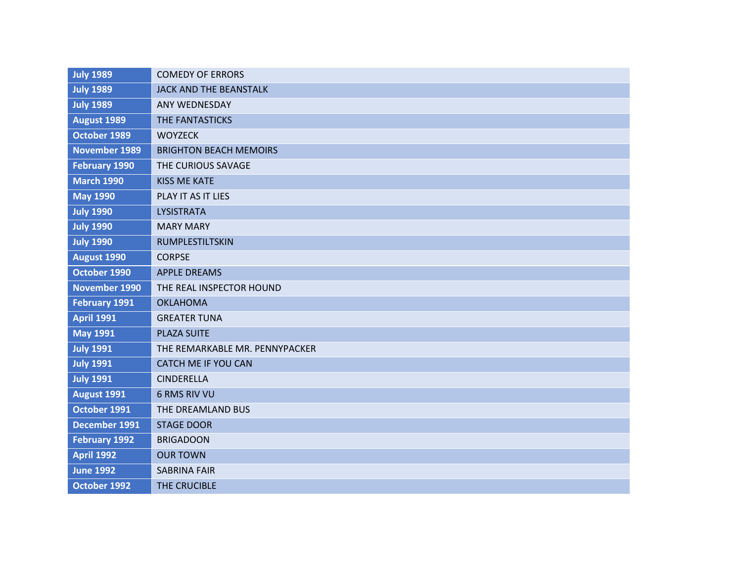| | |
|---|---|
| July 1989 | COMEDY OF ERRORS |
| July 1989 | JACK AND THE BEANSTALK |
| July 1989 | ANY WEDNESDAY |
| August 1989 | THE FANTASTICKS |
| October 1989 | WOYZECK |
| November 1989 | BRIGHTON BEACH MEMOIRS |
| February 1990 | THE CURIOUS SAVAGE |
| March 1990 | KISS ME KATE |
| May 1990 | PLAY IT AS IT LIES |
| July 1990 | LYSISTRATA |
| July 1990 | MARY MARY |
| July 1990 | RUMPLESTILTSKIN |
| August 1990 | CORPSE |
| October 1990 | APPLE DREAMS |
| November 1990 | THE REAL INSPECTOR HOUND |
| February 1991 | OKLAHOMA |
| April 1991 | GREATER TUNA |
| May 1991 | PLAZA SUITE |
| July 1991 | THE REMARKABLE MR. PENNYPACKER |
| July 1991 | CATCH ME IF YOU CAN |
| July 1991 | CINDERELLA |
| August 1991 | 6 RMS RIV VU |
| October 1991 | THE DREAMLAND BUS |
| December 1991 | STAGE DOOR |
| February 1992 | BRIGADOON |
| April 1992 | OUR TOWN |
| June 1992 | SABRINA FAIR |
| October 1992 | THE CRUCIBLE |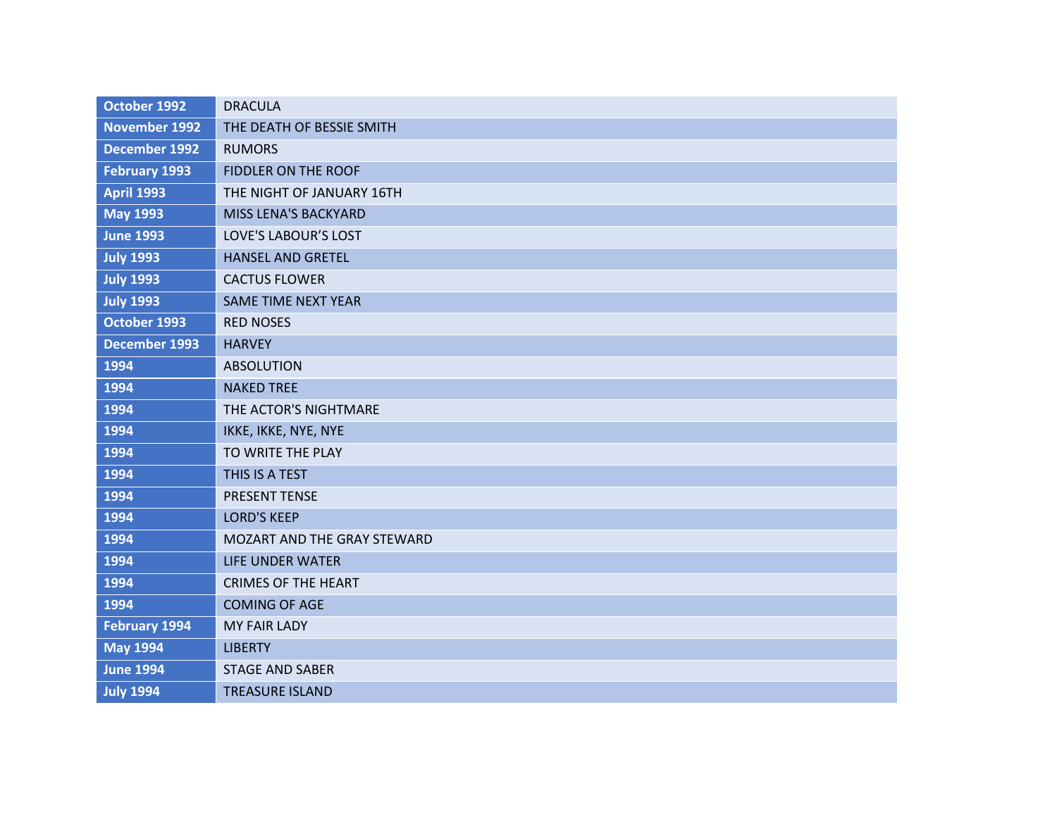| | |
|---|---|
| October 1992 | DRACULA |
| November 1992 | THE DEATH OF BESSIE SMITH |
| December 1992 | RUMORS |
| February 1993 | FIDDLER ON THE ROOF |
| April 1993 | THE NIGHT OF JANUARY 16TH |
| May 1993 | MISS LENA'S BACKYARD |
| June 1993 | LOVE'S LABOUR’S LOST |
| July 1993 | HANSEL AND GRETEL |
| July 1993 | CACTUS FLOWER |
| July 1993 | SAME TIME NEXT YEAR |
| October 1993 | RED NOSES |
| December 1993 | HARVEY |
| 1994 | ABSOLUTION |
| 1994 | NAKED TREE |
| 1994 | THE ACTOR'S NIGHTMARE |
| 1994 | IKKE, IKKE, NYE, NYE |
| 1994 | TO WRITE THE PLAY |
| 1994 | THIS IS A TEST |
| 1994 | PRESENT TENSE |
| 1994 | LORD'S KEEP |
| 1994 | MOZART AND THE GRAY STEWARD |
| 1994 | LIFE UNDER WATER |
| 1994 | CRIMES OF THE HEART |
| 1994 | COMING OF AGE |
| February 1994 | MY FAIR LADY |
| May 1994 | LIBERTY |
| June 1994 | STAGE AND SABER |
| July 1994 | TREASURE ISLAND |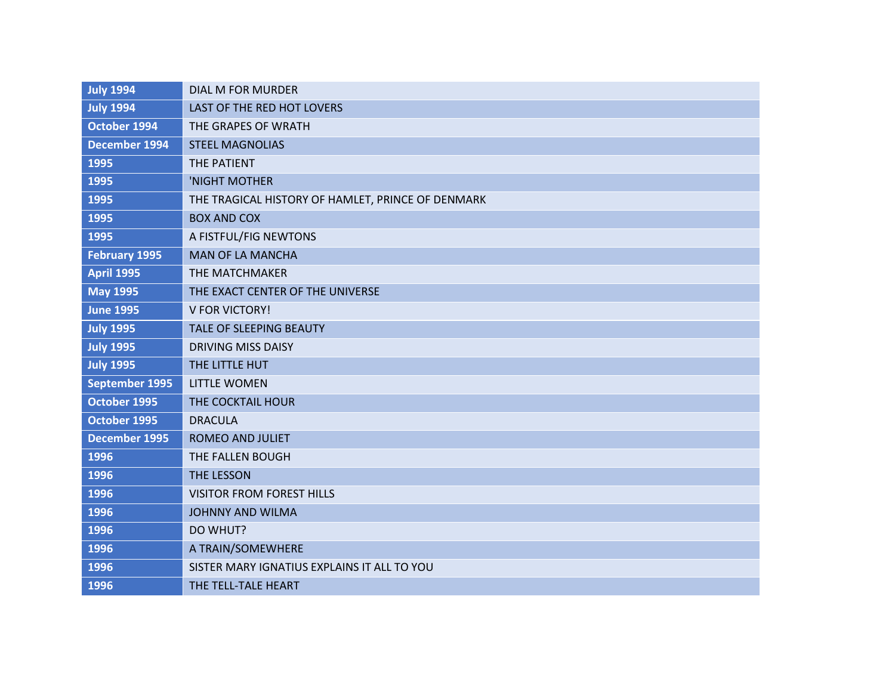| | |
|---|---|
| July 1994 | DIAL M FOR MURDER |
| July 1994 | LAST OF THE RED HOT LOVERS |
| October 1994 | THE GRAPES OF WRATH |
| December 1994 | STEEL MAGNOLIAS |
| 1995 | THE PATIENT |
| 1995 | 'NIGHT MOTHER |
| 1995 | THE TRAGICAL HISTORY OF HAMLET, PRINCE OF DENMARK |
| 1995 | BOX AND COX |
| 1995 | A FISTFUL/FIG NEWTONS |
| February 1995 | MAN OF LA MANCHA |
| April 1995 | THE MATCHMAKER |
| May 1995 | THE EXACT CENTER OF THE UNIVERSE |
| June 1995 | V FOR VICTORY! |
| July 1995 | TALE OF SLEEPING BEAUTY |
| July 1995 | DRIVING MISS DAISY |
| July 1995 | THE LITTLE HUT |
| September 1995 | LITTLE WOMEN |
| October 1995 | THE COCKTAIL HOUR |
| October 1995 | DRACULA |
| December 1995 | ROMEO AND JULIET |
| 1996 | THE FALLEN BOUGH |
| 1996 | THE LESSON |
| 1996 | VISITOR FROM FOREST HILLS |
| 1996 | JOHNNY AND WILMA |
| 1996 | DO WHUT? |
| 1996 | A TRAIN/SOMEWHERE |
| 1996 | SISTER MARY IGNATIUS EXPLAINS IT ALL TO YOU |
| 1996 | THE TELL-TALE HEART |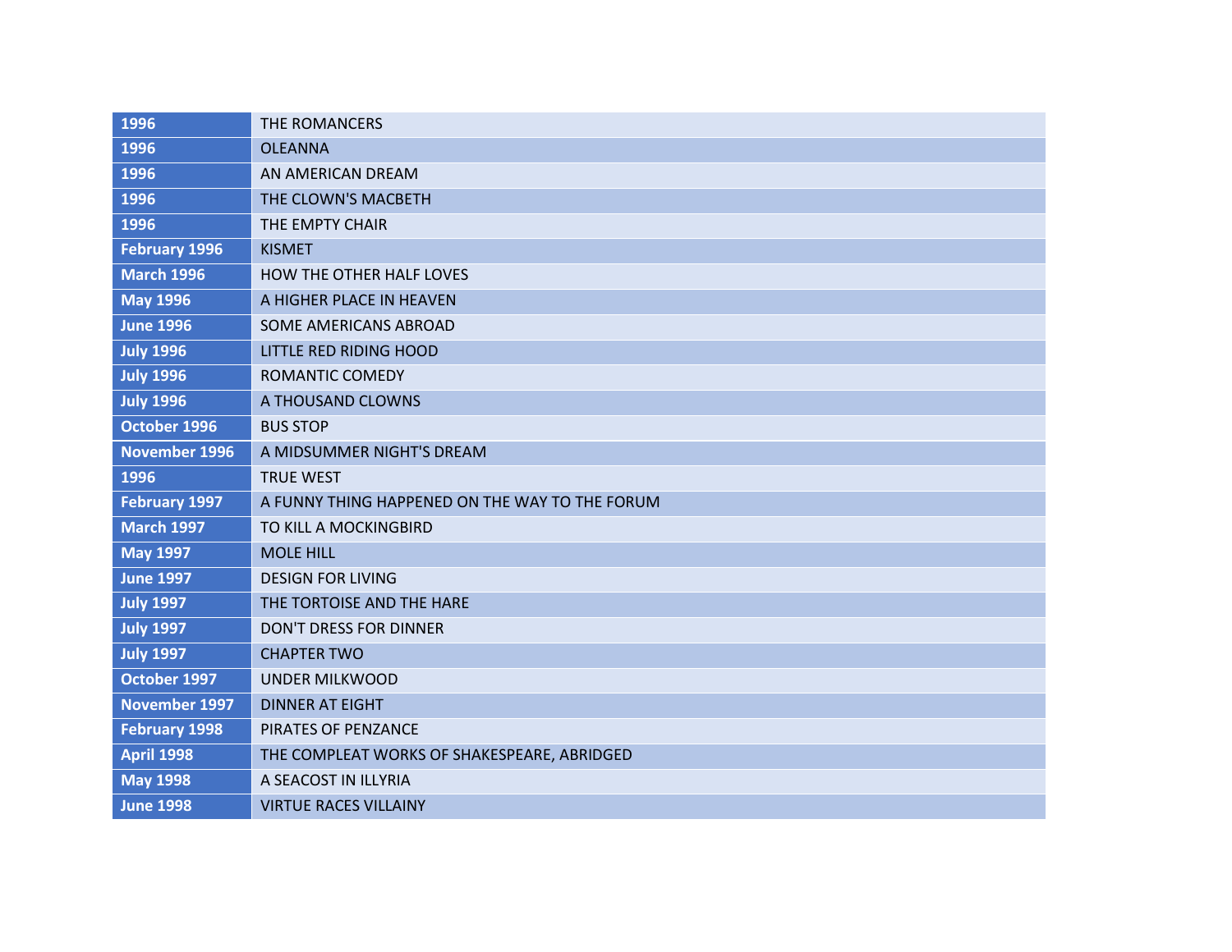| | |
|---|---|
| **1996** | THE ROMANCERS |
| **1996** | OLEANNA |
| **1996** | AN AMERICAN DREAM |
| **1996** | THE CLOWN'S MACBETH |
| **1996** | THE EMPTY CHAIR |
| **February 1996** | KISMET |
| **March 1996** | HOW THE OTHER HALF LOVES |
| **May 1996** | A HIGHER PLACE IN HEAVEN |
| **June 1996** | SOME AMERICANS ABROAD |
| **July 1996** | LITTLE RED RIDING HOOD |
| **July 1996** | ROMANTIC COMEDY |
| **July 1996** | A THOUSAND CLOWNS |
| **October 1996** | BUS STOP |
| **November 1996** | A MIDSUMMER NIGHT'S DREAM |
| **1996** | TRUE WEST |
| **February 1997** | A FUNNY THING HAPPENED ON THE WAY TO THE FORUM |
| **March 1997** | TO KILL A MOCKINGBIRD |
| **May 1997** | MOLE HILL |
| **June 1997** | DESIGN FOR LIVING |
| **July 1997** | THE TORTOISE AND THE HARE |
| **July 1997** | DON'T DRESS FOR DINNER |
| **July 1997** | CHAPTER TWO |
| **October 1997** | UNDER MILKWOOD |
| **November 1997** | DINNER AT EIGHT |
| **February 1998** | PIRATES OF PENZANCE |
| **April 1998** | THE COMPLEAT WORKS OF SHAKESPEARE, ABRIDGED |
| **May 1998** | A SEACOST IN ILLYRIA |
| **June 1998** | VIRTUE RACES VILLAINY |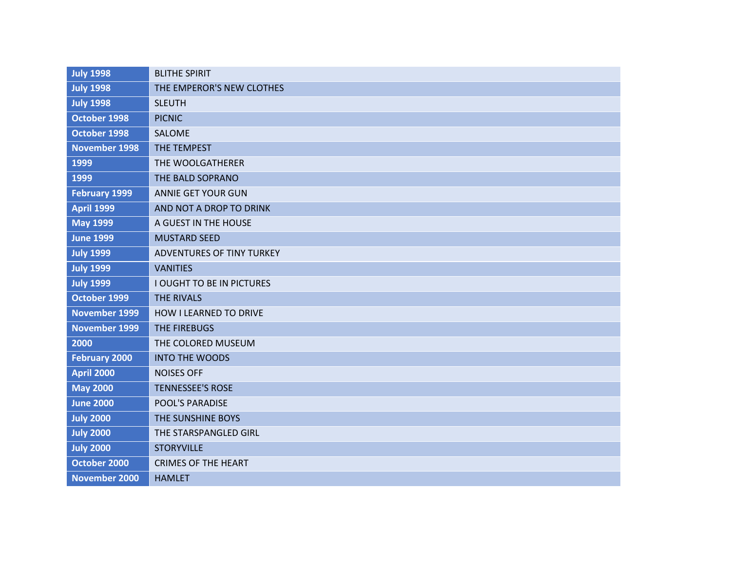| | |
|---|---|
| **July 1998** | BLITHE SPIRIT |
| **July 1998** | THE EMPEROR'S NEW CLOTHES |
| **July 1998** | SLEUTH |
| **October 1998** | PICNIC |
| **October 1998** | SALOME |
| **November 1998** | THE TEMPEST |
| **1999** | THE WOOLGATHERER |
| **1999** | THE BALD SOPRANO |
| **February 1999** | ANNIE GET YOUR GUN |
| **April 1999** | AND NOT A DROP TO DRINK |
| **May 1999** | A GUEST IN THE HOUSE |
| **June 1999** | MUSTARD SEED |
| **July 1999** | ADVENTURES OF TINY TURKEY |
| **July 1999** | VANITIES |
| **July 1999** | I OUGHT TO BE IN PICTURES |
| **October 1999** | THE RIVALS |
| **November 1999** | HOW I LEARNED TO DRIVE |
| **November 1999** | THE FIREBUGS |
| **2000** | THE COLORED MUSEUM |
| **February 2000** | INTO THE WOODS |
| **April 2000** | NOISES OFF |
| **May 2000** | TENNESSEE'S ROSE |
| **June 2000** | POOL'S PARADISE |
| **July 2000** | THE SUNSHINE BOYS |
| **July 2000** | THE STARSPANGLED GIRL |
| **July 2000** | STORYVILLE |
| **October 2000** | CRIMES OF THE HEART |
| **November 2000** | HAMLET |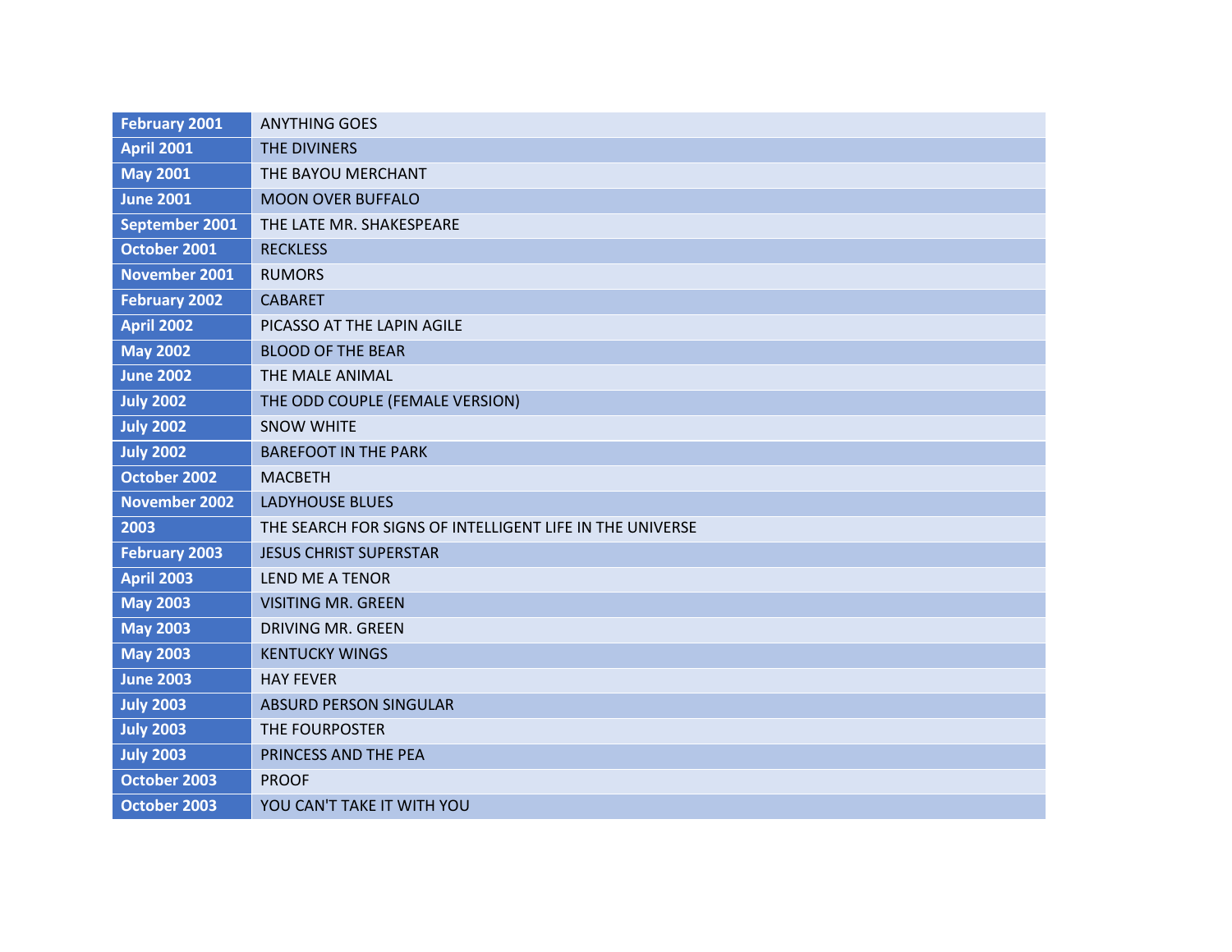| | |
|---|---|
| February 2001 | ANYTHING GOES |
| April 2001 | THE DIVINERS |
| May 2001 | THE BAYOU MERCHANT |
| June 2001 | MOON OVER BUFFALO |
| September 2001 | THE LATE MR. SHAKESPEARE |
| October 2001 | RECKLESS |
| November 2001 | RUMORS |
| February 2002 | CABARET |
| April 2002 | PICASSO AT THE LAPIN AGILE |
| May 2002 | BLOOD OF THE BEAR |
| June 2002 | THE MALE ANIMAL |
| July 2002 | THE ODD COUPLE (FEMALE VERSION) |
| July 2002 | SNOW WHITE |
| July 2002 | BAREFOOT IN THE PARK |
| October 2002 | MACBETH |
| November 2002 | LADYHOUSE BLUES |
| 2003 | THE SEARCH FOR SIGNS OF INTELLIGENT LIFE IN THE UNIVERSE |
| February 2003 | JESUS CHRIST SUPERSTAR |
| April 2003 | LEND ME A TENOR |
| May 2003 | VISITING MR. GREEN |
| May 2003 | DRIVING MR. GREEN |
| May 2003 | KENTUCKY WINGS |
| June 2003 | HAY FEVER |
| July 2003 | ABSURD PERSON SINGULAR |
| July 2003 | THE FOURPOSTER |
| July 2003 | PRINCESS AND THE PEA |
| October 2003 | PROOF |
| October 2003 | YOU CAN'T TAKE IT WITH YOU |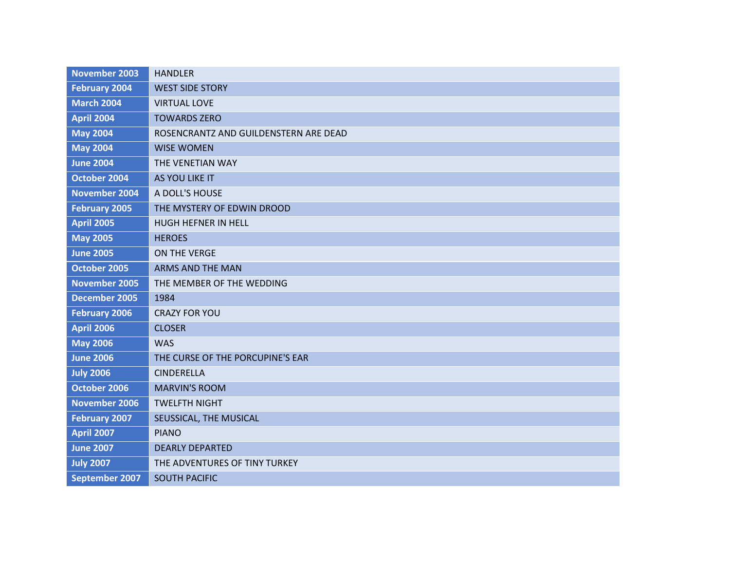| | |
|---|---|
| **November 2003** | HANDLER |
| **February 2004** | WEST SIDE STORY |
| **March 2004** | VIRTUAL LOVE |
| **April 2004** | TOWARDS ZERO |
| **May 2004** | ROSENCRANTZ AND GUILDENSTERN ARE DEAD |
| **May 2004** | WISE WOMEN |
| **June 2004** | THE VENETIAN WAY |
| **October 2004** | AS YOU LIKE IT |
| **November 2004** | A DOLL'S HOUSE |
| **February 2005** | THE MYSTERY OF EDWIN DROOD |
| **April 2005** | HUGH HEFNER IN HELL |
| **May 2005** | HEROES |
| **June 2005** | ON THE VERGE |
| **October 2005** | ARMS AND THE MAN |
| **November 2005** | THE MEMBER OF THE WEDDING |
| **December 2005** | 1984 |
| **February 2006** | CRAZY FOR YOU |
| **April 2006** | CLOSER |
| **May 2006** | WAS |
| **June 2006** | THE CURSE OF THE PORCUPINE'S EAR |
| **July 2006** | CINDERELLA |
| **October 2006** | MARVIN'S ROOM |
| **November 2006** | TWELFTH NIGHT |
| **February 2007** | SEUSSICAL, THE MUSICAL |
| **April 2007** | PIANO |
| **June 2007** | DEARLY DEPARTED |
| **July 2007** | THE ADVENTURES OF TINY TURKEY |
| **September 2007** | SOUTH PACIFIC |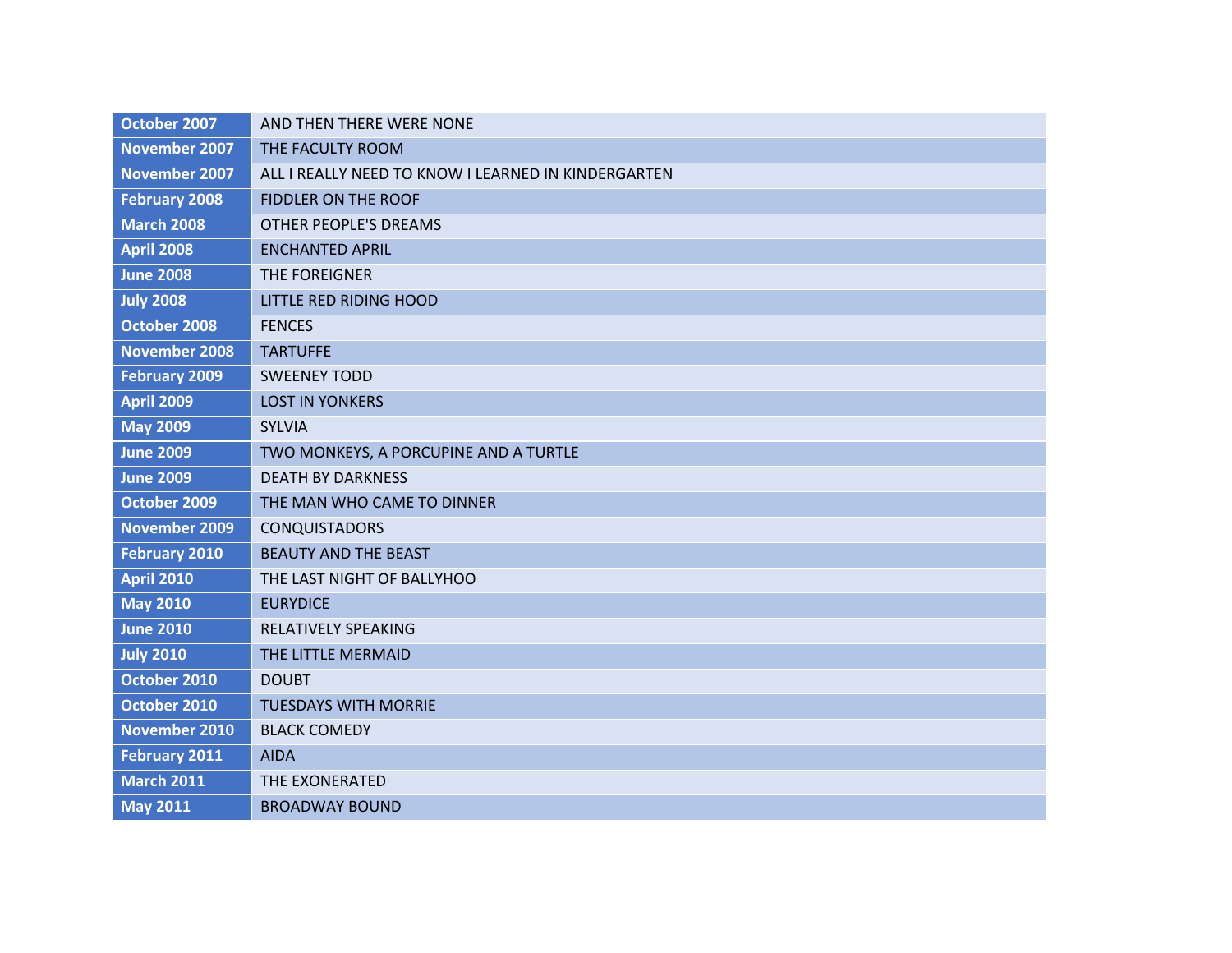| | |
|---|---|
| October 2007 | AND THEN THERE WERE NONE |
| November 2007 | THE FACULTY ROOM |
| November 2007 | ALL I REALLY NEED TO KNOW I LEARNED IN KINDERGARTEN |
| February 2008 | FIDDLER ON THE ROOF |
| March 2008 | OTHER PEOPLE'S DREAMS |
| April 2008 | ENCHANTED APRIL |
| June 2008 | THE FOREIGNER |
| July 2008 | LITTLE RED RIDING HOOD |
| October 2008 | FENCES |
| November 2008 | TARTUFFE |
| February 2009 | SWEENEY TODD |
| April 2009 | LOST IN YONKERS |
| May 2009 | SYLVIA |
| June 2009 | TWO MONKEYS, A PORCUPINE AND A TURTLE |
| June 2009 | DEATH BY DARKNESS |
| October 2009 | THE MAN WHO CAME TO DINNER |
| November 2009 | CONQUISTADORS |
| February 2010 | BEAUTY AND THE BEAST |
| April 2010 | THE LAST NIGHT OF BALLYHOO |
| May 2010 | EURYDICE |
| June 2010 | RELATIVELY SPEAKING |
| July 2010 | THE LITTLE MERMAID |
| October 2010 | DOUBT |
| October 2010 | TUESDAYS WITH MORRIE |
| November 2010 | BLACK COMEDY |
| February 2011 | AIDA |
| March 2011 | THE EXONERATED |
| May 2011 | BROADWAY BOUND |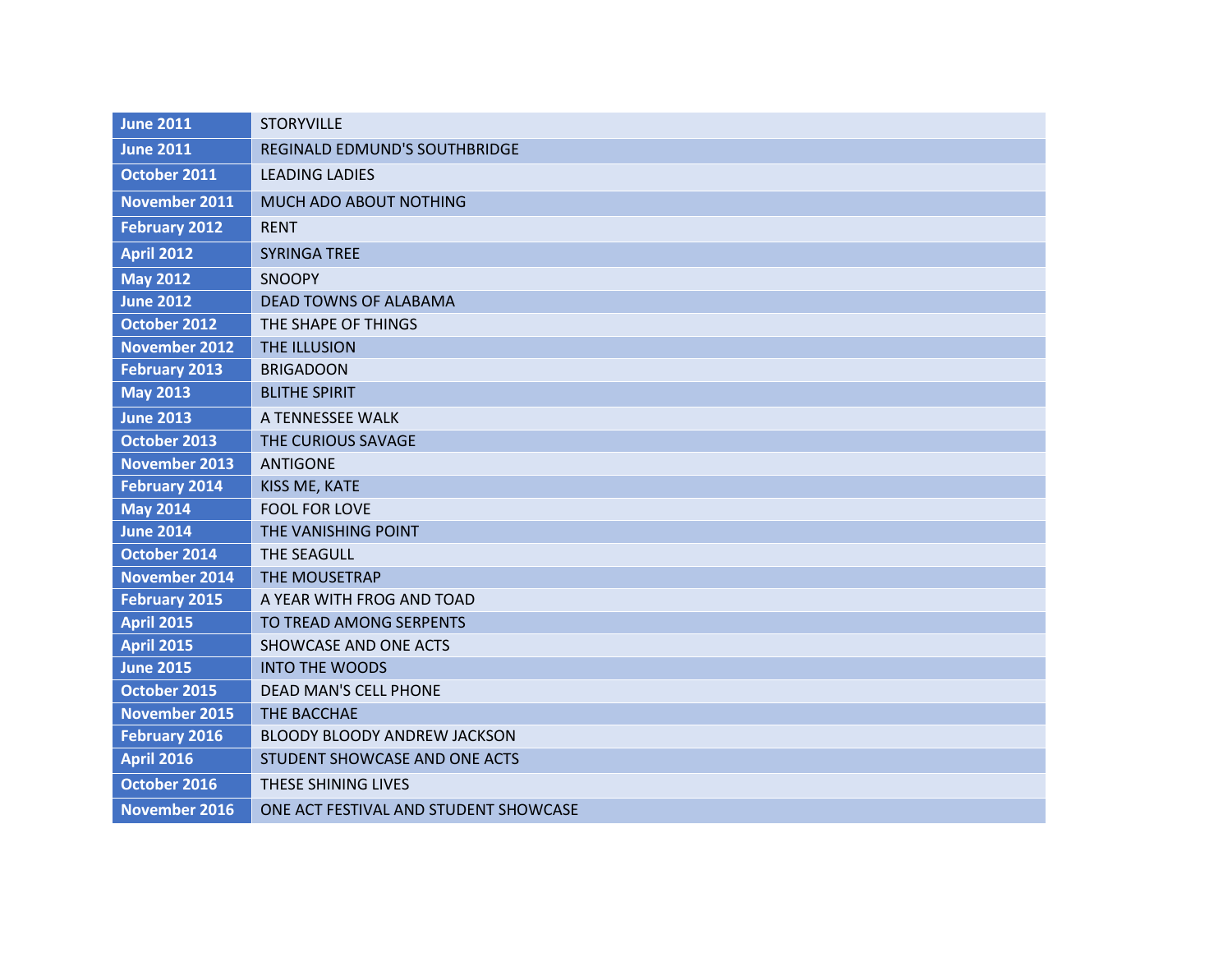| | |
|---|---|
| June 2011 | STORYVILLE |
| June 2011 | REGINALD EDMUND'S SOUTHBRIDGE |
| October 2011 | LEADING LADIES |
| November 2011 | MUCH ADO ABOUT NOTHING |
| February 2012 | RENT |
| April 2012 | SYRINGA TREE |
| May 2012 | SNOOPY |
| June 2012 | DEAD TOWNS OF ALABAMA |
| October 2012 | THE SHAPE OF THINGS |
| November 2012 | THE ILLUSION |
| February 2013 | BRIGADOON |
| May 2013 | BLITHE SPIRIT |
| June 2013 | A TENNESSEE WALK |
| October 2013 | THE CURIOUS SAVAGE |
| November 2013 | ANTIGONE |
| February 2014 | KISS ME, KATE |
| May 2014 | FOOL FOR LOVE |
| June 2014 | THE VANISHING POINT |
| October 2014 | THE SEAGULL |
| November 2014 | THE MOUSETRAP |
| February 2015 | A YEAR WITH FROG AND TOAD |
| April 2015 | TO TREAD AMONG SERPENTS |
| April 2015 | SHOWCASE AND ONE ACTS |
| June 2015 | INTO THE WOODS |
| October 2015 | DEAD MAN'S CELL PHONE |
| November 2015 | THE BACCHAE |
| February 2016 | BLOODY BLOODY ANDREW JACKSON |
| April 2016 | STUDENT SHOWCASE AND ONE ACTS |
| October 2016 | THESE SHINING LIVES |
| November 2016 | ONE ACT FESTIVAL AND STUDENT SHOWCASE |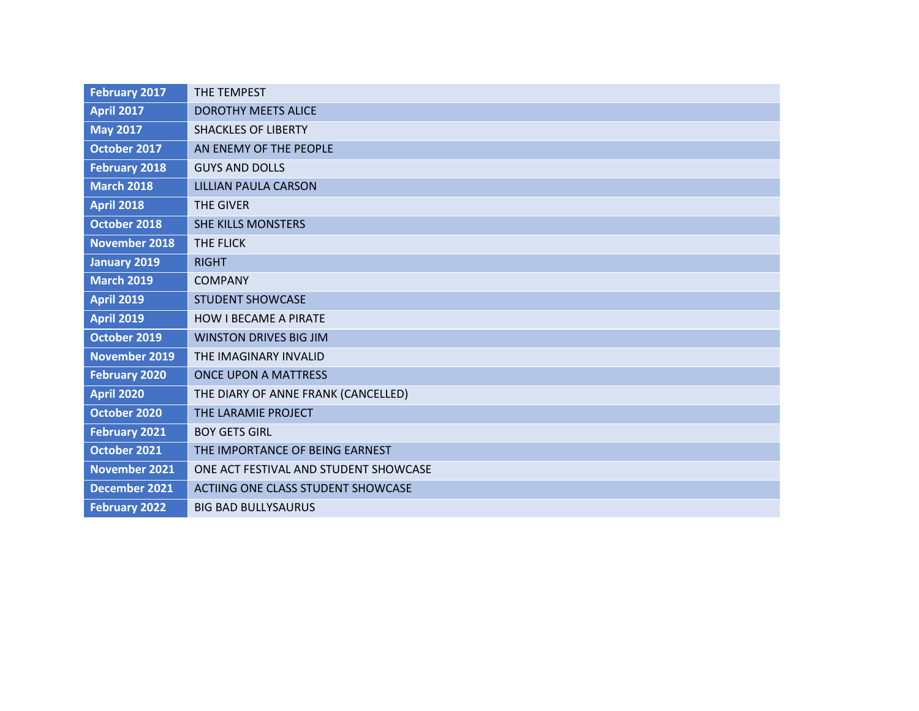| | |
|---|---|
| February 2017 | THE TEMPEST |
| April 2017 | DOROTHY MEETS ALICE |
| May 2017 | SHACKLES OF LIBERTY |
| October 2017 | AN ENEMY OF THE PEOPLE |
| February 2018 | GUYS AND DOLLS |
| March 2018 | LILLIAN PAULA CARSON |
| April 2018 | THE GIVER |
| October 2018 | SHE KILLS MONSTERS |
| November 2018 | THE FLICK |
| January 2019 | RIGHT |
| March 2019 | COMPANY |
| April 2019 | STUDENT SHOWCASE |
| April 2019 | HOW I BECAME A PIRATE |
| October 2019 | WINSTON DRIVES BIG JIM |
| November 2019 | THE IMAGINARY INVALID |
| February 2020 | ONCE UPON A MATTRESS |
| April 2020 | THE DIARY OF ANNE FRANK (CANCELLED) |
| October 2020 | THE LARAMIE PROJECT |
| February 2021 | BOY GETS GIRL |
| October 2021 | THE IMPORTANCE OF BEING EARNEST |
| November 2021 | ONE ACT FESTIVAL AND STUDENT SHOWCASE |
| December 2021 | ACTIING ONE CLASS STUDENT SHOWCASE |
| February 2022 | BIG BAD BULLYSAURUS |